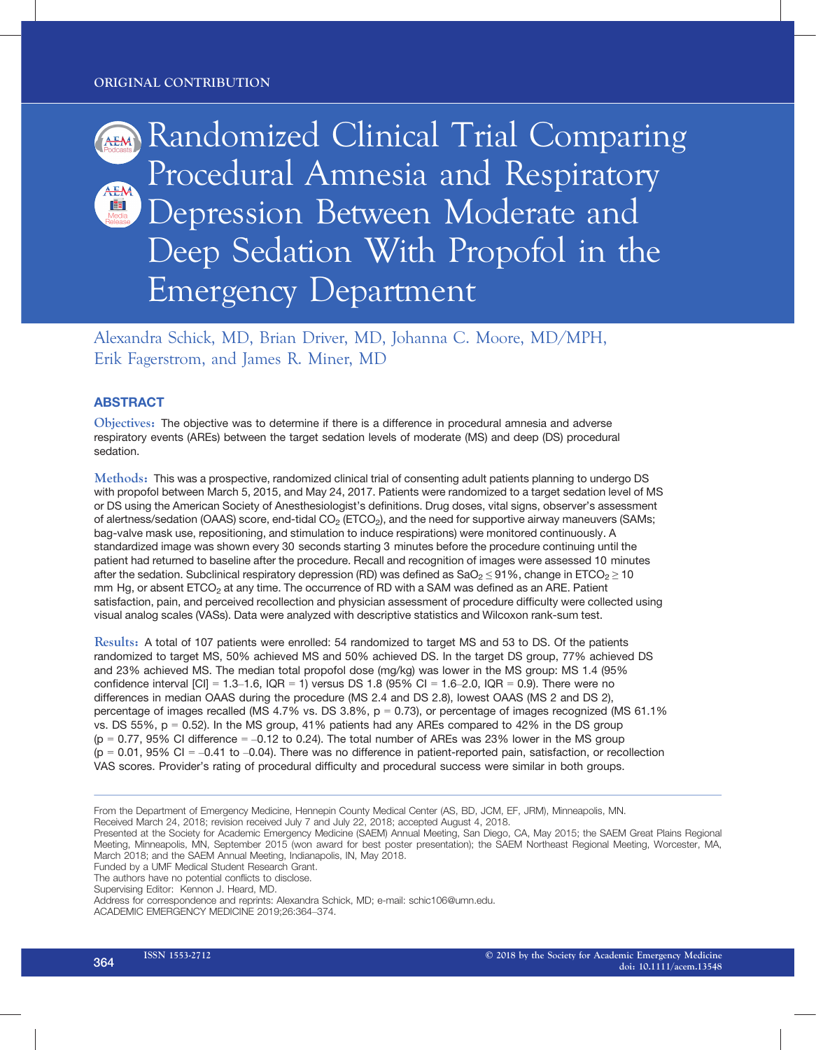ORIGINAL CONTRIBUTION

# Randomized Clinical Trial Comparing Procedural Amnesia and Respiratory Depression Between Moderate and Deep Sedation With Propofol in the Emergency Department

Alexandra Schick, MD, Brian Driver, MD, Johanna C. Moore, MD/MPH, Erik Fagerstrom, and James R. Miner, MD

## ABSTRACT

**Objectives:** The objective was to determine if there is a difference in procedural amnesia and adverse respiratory events (AREs) between the target sedation levels of moderate (MS) and deep (DS) procedural sedation.

**Methods:** This was a prospective, randomized clinical trial of consenting adult patients planning to undergo DS with propofol between March 5, 2015, and May 24, 2017. Patients were randomized to a target sedation level of MS or DS using the American Society of Anesthesiologist's definitions. Drug doses, vital signs, observer's assessment of alertness/sedation (OAAS) score, end-tidal $CO_2$ ($ETCO_2$), and the need for supportive airway maneuvers (SAMs; bag-valve mask use, repositioning, and stimulation to induce respirations) were monitored continuously. A standardized image was shown every 30 seconds starting 3 minutes before the procedure continuing until the patient had returned to baseline after the procedure. Recall and recognition of images were assessed 10 minutes after the sedation. Subclinical respiratory depression (RD) was defined as $SaO_2 \leq 91\%$, change in $ETCO_2 \geq 10$ mm Hg, or absent $ETCO_2$ at any time. The occurrence of RD with a SAM was defined as an ARE. Patient satisfaction, pain, and perceived recollection and physician assessment of procedure difficulty were collected using visual analog scales (VASs). Data were analyzed with descriptive statistics and Wilcoxon rank-sum test.

**Results:** A total of 107 patients were enrolled: 54 randomized to target MS and 53 to DS. Of the patients randomized to target MS, 50% achieved MS and 50% achieved DS. In the target DS group, 77% achieved DS and 23% achieved MS. The median total propofol dose (mg/kg) was lower in the MS group: MS 1.4 (95% confidence interval [CI] = 1.3–1.6, IQR = 1) versus DS 1.8 (95% CI = 1.6–2.0, IQR = 0.9). There were no differences in median OAAS during the procedure (MS 2.4 and DS 2.8), lowest OAAS (MS 2 and DS 2), percentage of images recalled (MS 4.7% vs. DS 3.8%, p = 0.73), or percentage of images recognized (MS 61.1% vs. DS 55%, p = 0.52). In the MS group, 41% patients had any AREs compared to 42% in the DS group (p = 0.77, 95% CI difference = –0.12 to 0.24). The total number of AREs was 23% lower in the MS group (p = 0.01, 95% CI = –0.41 to –0.04). There was no difference in patient-reported pain, satisfaction, or recollection VAS scores. Provider's rating of procedural difficulty and procedural success were similar in both groups.

---

From the Department of Emergency Medicine, Hennepin County Medical Center (AS, BD, JCM, EF, JRM), Minneapolis, MN.
Received March 24, 2018; revision received July 7 and July 22, 2018; accepted August 4, 2018.
Presented at the Society for Academic Emergency Medicine (SAEM) Annual Meeting, San Diego, CA, May 2015; the SAEM Great Plains Regional Meeting, Minneapolis, MN, September 2015 (won award for best poster presentation); the SAEM Northeast Regional Meeting, Worcester, MA, March 2018; and the SAEM Annual Meeting, Indianapolis, IN, May 2018.
Funded by a UMF Medical Student Research Grant.
The authors have no potential conflicts to disclose.
Supervising Editor: Kennon J. Heard, MD.
Address for correspondence and reprints: Alexandra Schick, MD; e-mail: schic106@umn.edu.
ACADEMIC EMERGENCY MEDICINE 2019;26:364–374.

ISSN 1553-2712 © 2018 by the Society for Academic Emergency Medicine doi: 10.1111/acem.13548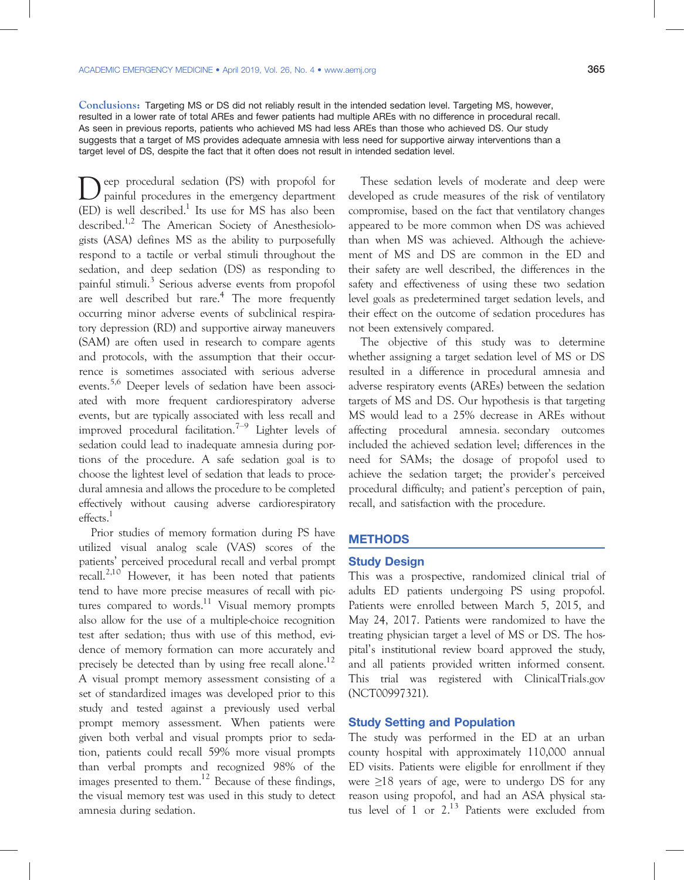**Conclusions:** Targeting MS or DS did not reliably result in the intended sedation level. Targeting MS, however, resulted in a lower rate of total AREs and fewer patients had multiple AREs with no difference in procedural recall. As seen in previous reports, patients who achieved MS had less AREs than those who achieved DS. Our study suggests that a target of MS provides adequate amnesia with less need for supportive airway interventions than a target level of DS, despite the fact that it often does not result in intended sedation level.

Deep procedural sedation (PS) with propofol for painful procedures in the emergency department (ED) is well described.[1] Its use for MS has also been described.[1,2] The American Society of Anesthesiologists (ASA) defines MS as the ability to purposefully respond to a tactile or verbal stimuli throughout the sedation, and deep sedation (DS) as responding to painful stimuli.[3] Serious adverse events from propofol are well described but rare.[4] The more frequently occurring minor adverse events of subclinical respiratory depression (RD) and supportive airway maneuvers (SAM) are often used in research to compare agents and protocols, with the assumption that their occurrence is sometimes associated with serious adverse events.[5,6] Deeper levels of sedation have been associated with more frequent cardiorespiratory adverse events, but are typically associated with less recall and improved procedural facilitation.[7–9] Lighter levels of sedation could lead to inadequate amnesia during portions of the procedure. A safe sedation goal is to choose the lightest level of sedation that leads to procedural amnesia and allows the procedure to be completed effectively without causing adverse cardiorespiratory effects.[1]

Prior studies of memory formation during PS have utilized visual analog scale (VAS) scores of the patients' perceived procedural recall and verbal prompt recall.[2,10] However, it has been noted that patients tend to have more precise measures of recall with pictures compared to words.[11] Visual memory prompts also allow for the use of a multiple-choice recognition test after sedation; thus with use of this method, evidence of memory formation can more accurately and precisely be detected than by using free recall alone.[12] A visual prompt memory assessment consisting of a set of standardized images was developed prior to this study and tested against a previously used verbal prompt memory assessment. When patients were given both verbal and visual prompts prior to sedation, patients could recall 59% more visual prompts than verbal prompts and recognized 98% of the images presented to them.[12] Because of these findings, the visual memory test was used in this study to detect amnesia during sedation.

These sedation levels of moderate and deep were developed as crude measures of the risk of ventilatory compromise, based on the fact that ventilatory changes appeared to be more common when DS was achieved than when MS was achieved. Although the achievement of MS and DS are common in the ED and their safety are well described, the differences in the safety and effectiveness of using these two sedation level goals as predetermined target sedation levels, and their effect on the outcome of sedation procedures has not been extensively compared.

The objective of this study was to determine whether assigning a target sedation level of MS or DS resulted in a difference in procedural amnesia and adverse respiratory events (AREs) between the sedation targets of MS and DS. Our hypothesis is that targeting MS would lead to a 25% decrease in AREs without affecting procedural amnesia. secondary outcomes included the achieved sedation level; differences in the need for SAMs; the dosage of propofol used to achieve the sedation target; the provider's perceived procedural difficulty; and patient's perception of pain, recall, and satisfaction with the procedure.

## METHODS

### Study Design

This was a prospective, randomized clinical trial of adults ED patients undergoing PS using propofol. Patients were enrolled between March 5, 2015, and May 24, 2017. Patients were randomized to have the treating physician target a level of MS or DS. The hospital's institutional review board approved the study, and all patients provided written informed consent. This trial was registered with ClinicalTrials.gov (NCT00997321).

### Study Setting and Population

The study was performed in the ED at an urban county hospital with approximately 110,000 annual ED visits. Patients were eligible for enrollment if they were ≥18 years of age, were to undergo DS for any reason using propofol, and had an ASA physical status level of 1 or 2.[13] Patients were excluded from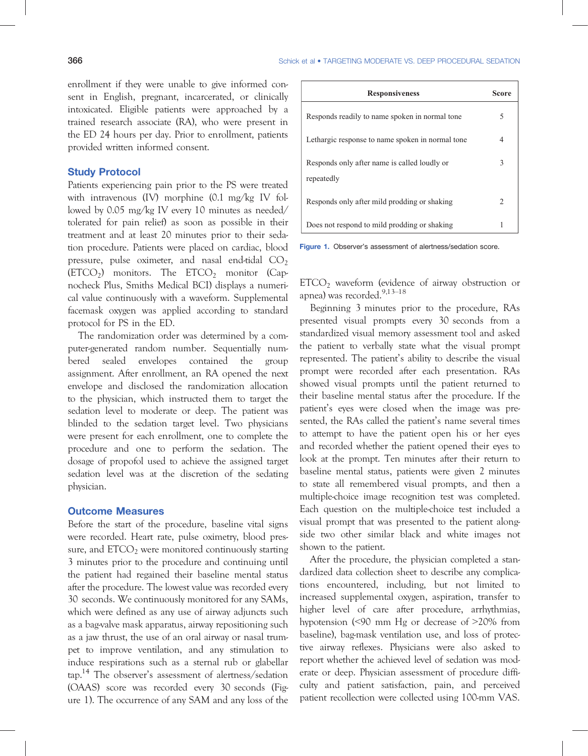enrollment if they were unable to give informed consent in English, pregnant, incarcerated, or clinically intoxicated. Eligible patients were approached by a trained research associate (RA), who were present in the ED 24 hours per day. Prior to enrollment, patients provided written informed consent.

## Study Protocol

Patients experiencing pain prior to the PS were treated with intravenous (IV) morphine (0.1 mg/kg IV followed by 0.05 mg/kg IV every 10 minutes as needed/tolerated for pain relief) as soon as possible in their treatment and at least 20 minutes prior to their sedation procedure. Patients were placed on cardiac, blood pressure, pulse oximeter, and nasal end-tidal $CO_2$ ($ETCO_2$) monitors. The $ETCO_2$ monitor (Capnocheck Plus, Smiths Medical BCI) displays a numerical value continuously with a waveform. Supplemental facemask oxygen was applied according to standard protocol for PS in the ED.

The randomization order was determined by a computer-generated random number. Sequentially numbered sealed envelopes contained the group assignment. After enrollment, an RA opened the next envelope and disclosed the randomization allocation to the physician, which instructed them to target the sedation level to moderate or deep. The patient was blinded to the sedation target level. Two physicians were present for each enrollment, one to complete the procedure and one to perform the sedation. The dosage of propofol used to achieve the assigned target sedation level was at the discretion of the sedating physician.

## Outcome Measures

Before the start of the procedure, baseline vital signs were recorded. Heart rate, pulse oximetry, blood pressure, and $ETCO_2$ were monitored continuously starting 3 minutes prior to the procedure and continuing until the patient had regained their baseline mental status after the procedure. The lowest value was recorded every 30 seconds. We continuously monitored for any SAMs, which were defined as any use of airway adjuncts such as a bag-valve mask apparatus, airway repositioning such as a jaw thrust, the use of an oral airway or nasal trumpet to improve ventilation, and any stimulation to induce respirations such as a sternal rub or glabellar tap.[14] The observer's assessment of alertness/sedation (OAAS) score was recorded every 30 seconds (Figure 1). The occurrence of any SAM and any loss of the $ETCO_2$ waveform (evidence of airway obstruction or apnea) was recorded.[9,13–18]

| Responsiveness | Score |
| --- | --- |
| Responds readily to name spoken in normal tone | 5 |
| Lethargic response to name spoken in normal tone | 4 |
| Responds only after name is called loudly or repeatedly | 3 |
| Responds only after mild prodding or shaking | 2 |
| Does not respond to mild prodding or shaking | 1 |

Figure 1. Observer's assessment of alertness/sedation score.

Beginning 3 minutes prior to the procedure, RAs presented visual prompts every 30 seconds from a standardized visual memory assessment tool and asked the patient to verbally state what the visual prompt represented. The patient's ability to describe the visual prompt were recorded after each presentation. RAs showed visual prompts until the patient returned to their baseline mental status after the procedure. If the patient's eyes were closed when the image was presented, the RAs called the patient's name several times to attempt to have the patient open his or her eyes and recorded whether the patient opened their eyes to look at the prompt. Ten minutes after their return to baseline mental status, patients were given 2 minutes to state all remembered visual prompts, and then a multiple-choice image recognition test was completed. Each question on the multiple-choice test included a visual prompt that was presented to the patient alongside two other similar black and white images not shown to the patient.

After the procedure, the physician completed a standardized data collection sheet to describe any complications encountered, including, but not limited to increased supplemental oxygen, aspiration, transfer to higher level of care after procedure, arrhythmias, hypotension (<90 mm Hg or decrease of >20% from baseline), bag-mask ventilation use, and loss of protective airway reflexes. Physicians were also asked to report whether the achieved level of sedation was moderate or deep. Physician assessment of procedure difficulty and patient satisfaction, pain, and perceived patient recollection were collected using 100-mm VAS.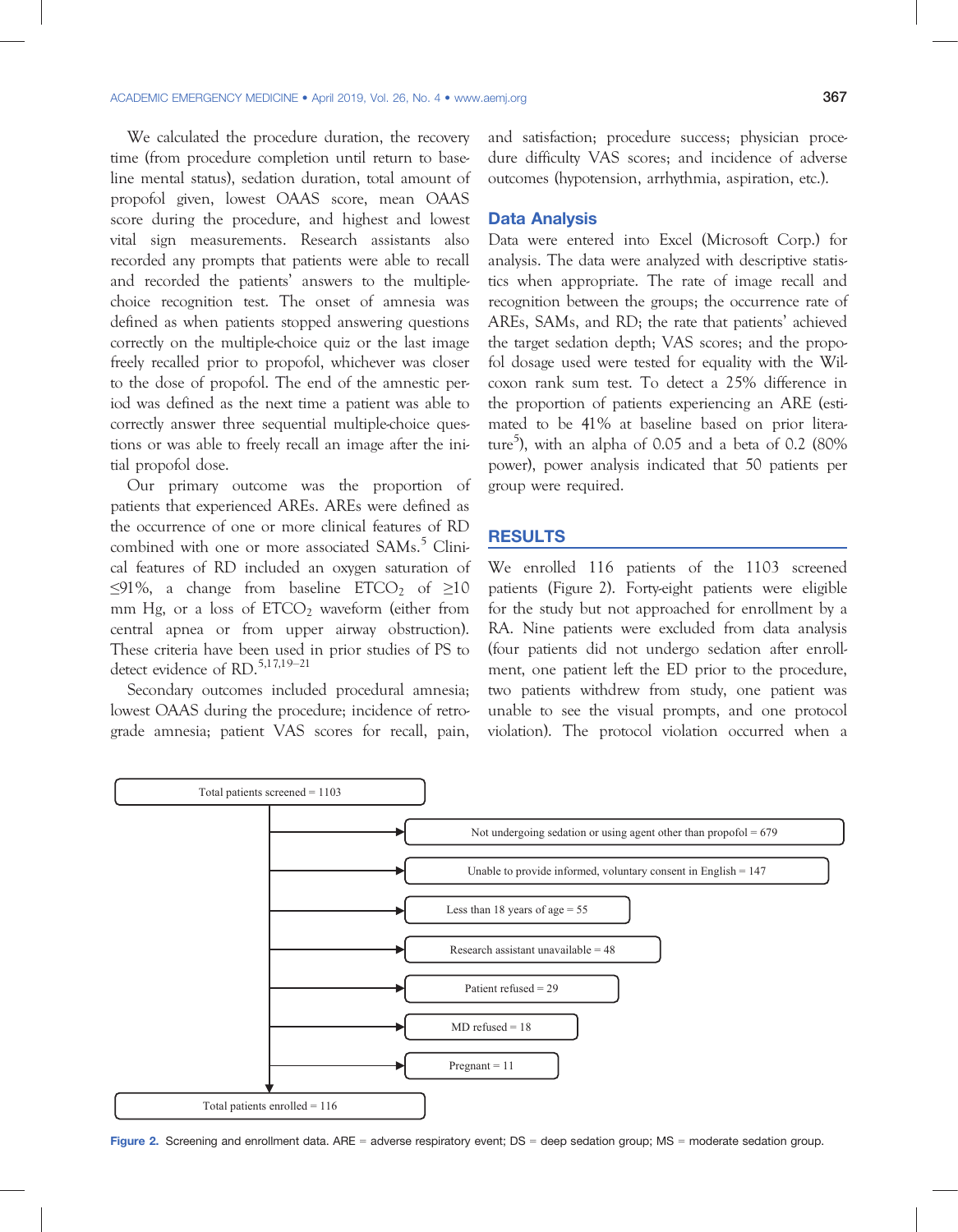We calculated the procedure duration, the recovery time (from procedure completion until return to baseline mental status), sedation duration, total amount of propofol given, lowest OAAS score, mean OAAS score during the procedure, and highest and lowest vital sign measurements. Research assistants also recorded any prompts that patients were able to recall and recorded the patients' answers to the multiple-choice recognition test. The onset of amnesia was defined as when patients stopped answering questions correctly on the multiple-choice quiz or the last image freely recalled prior to propofol, whichever was closer to the dose of propofol. The end of the amnestic period was defined as the next time a patient was able to correctly answer three sequential multiple-choice questions or was able to freely recall an image after the initial propofol dose.

Our primary outcome was the proportion of patients that experienced AREs. AREs were defined as the occurrence of one or more clinical features of RD combined with one or more associated SAMs.[5] Clinical features of RD included an oxygen saturation of ≤91%, a change from baseline $ETCO_2$ of ≥10 mm Hg, or a loss of $ETCO_2$ waveform (either from central apnea or from upper airway obstruction). These criteria have been used in prior studies of PS to detect evidence of RD.[5,17,19–21]

Secondary outcomes included procedural amnesia; lowest OAAS during the procedure; incidence of retrograde amnesia; patient VAS scores for recall, pain, and satisfaction; procedure success; physician procedure difficulty VAS scores; and incidence of adverse outcomes (hypotension, arrhythmia, aspiration, etc.).

## Data Analysis

Data were entered into Excel (Microsoft Corp.) for analysis. The data were analyzed with descriptive statistics when appropriate. The rate of image recall and recognition between the groups; the occurrence rate of AREs, SAMs, and RD; the rate that patients' achieved the target sedation depth; VAS scores; and the propofol dosage used were tested for equality with the Wilcoxon rank sum test. To detect a 25% difference in the proportion of patients experiencing an ARE (estimated to be 41% at baseline based on prior literature[5]), with an alpha of 0.05 and a beta of 0.2 (80% power), power analysis indicated that 50 patients per group were required.

## RESULTS

We enrolled 116 patients of the 1103 screened patients (Figure 2). Forty-eight patients were eligible for the study but not approached for enrollment by a RA. Nine patients were excluded from data analysis (four patients did not undergo sedation after enrollment, one patient left the ED prior to the procedure, two patients withdrew from study, one patient was unable to see the visual prompts, and one protocol violation). The protocol violation occurred when a

Total patients screened = 1103
- Not undergoing sedation or using agent other than propofol = 679
- Unable to provide informed, voluntary consent in English = 147
- Less than 18 years of age = 55
- Research assistant unavailable = 48
- Patient refused = 29
- MD refused = 18
- Pregnant = 11

Total patients enrolled = 116

Figure 2. Screening and enrollment data. ARE = adverse respiratory event; DS = deep sedation group; MS = moderate sedation group.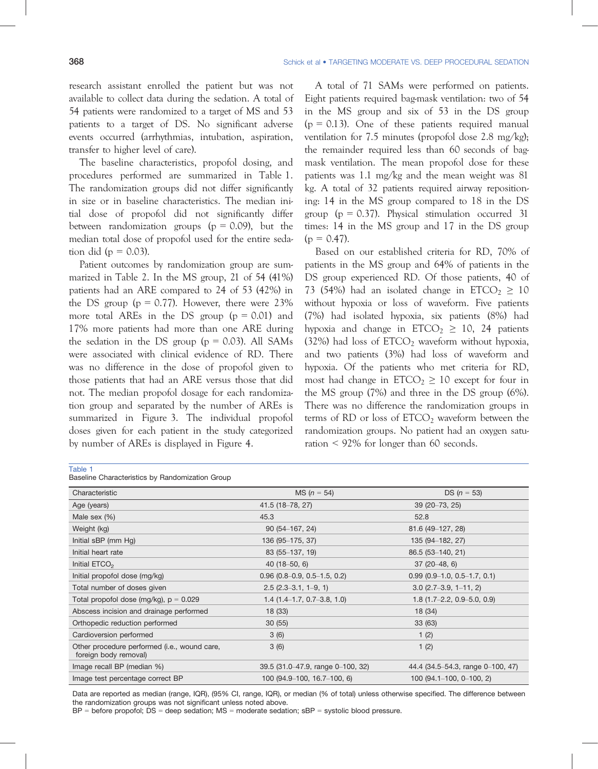research assistant enrolled the patient but was not available to collect data during the sedation. A total of 54 patients were randomized to a target of MS and 53 patients to a target of DS. No significant adverse events occurred (arrhythmias, intubation, aspiration, transfer to higher level of care).

The baseline characteristics, propofol dosing, and procedures performed are summarized in Table 1. The randomization groups did not differ significantly in size or in baseline characteristics. The median initial dose of propofol did not significantly differ between randomization groups ($p = 0.09$), but the median total dose of propofol used for the entire sedation did ($p = 0.03$).

Patient outcomes by randomization group are summarized in Table 2. In the MS group, 21 of 54 (41%) patients had an ARE compared to 24 of 53 (42%) in the DS group ($p = 0.77$). However, there were 23% more total AREs in the DS group ($p = 0.01$) and 17% more patients had more than one ARE during the sedation in the DS group ($p = 0.03$). All SAMs were associated with clinical evidence of RD. There was no difference in the dose of propofol given to those patients that had an ARE versus those that did not. The median propofol dosage for each randomization group and separated by the number of AREs is summarized in Figure 3. The individual propofol doses given for each patient in the study categorized by number of AREs is displayed in Figure 4.

A total of 71 SAMs were performed on patients. Eight patients required bag-mask ventilation: two of 54 in the MS group and six of 53 in the DS group ($p = 0.13$). One of these patients required manual ventilation for 7.5 minutes (propofol dose 2.8 mg/kg); the remainder required less than 60 seconds of bag-mask ventilation. The mean propofol dose for these patients was 1.1 mg/kg and the mean weight was 81 kg. A total of 32 patients required airway repositioning: 14 in the MS group compared to 18 in the DS group ($p = 0.37$). Physical stimulation occurred 31 times: 14 in the MS group and 17 in the DS group ($p = 0.47$).

Based on our established criteria for RD, 70% of patients in the MS group and 64% of patients in the DS group experienced RD. Of those patients, 40 of 73 (54%) had an isolated change in $ETCO_2 \geq 10$ without hypoxia or loss of waveform. Five patients (7%) had isolated hypoxia, six patients (8%) had hypoxia and change in $ETCO_2 \geq 10$, 24 patients (32%) had loss of $ETCO_2$ waveform without hypoxia, and two patients (3%) had loss of waveform and hypoxia. Of the patients who met criteria for RD, most had change in $ETCO_2 \geq 10$ except for four in the MS group (7%) and three in the DS group (6%). There was no difference the randomization groups in terms of RD or loss of $ETCO_2$ waveform between the randomization groups. No patient had an oxygen saturation < 92% for longer than 60 seconds.

Table 1
Baseline Characteristics by Randomization Group

| Characteristic | MS (*n* = 54) | DS (*n* = 53) |
|---|---|---|
| Age (years) | 41.5 (18–78, 27) | 39 (20–73, 25) |
| Male sex (%) | 45.3 | 52.8 |
| Weight (kg) | 90 (54–167, 24) | 81.6 (49–127, 28) |
| Initial sBP (mm Hg) | 136 (95–175, 37) | 135 (94–182, 27) |
| Initial heart rate | 83 (55–137, 19) | 86.5 (53–140, 21) |
| Initial $ETCO_2$ | 40 (18–50, 6) | 37 (20–48, 6) |
| Initial propofol dose (mg/kg) | 0.96 (0.8–0.9, 0.5–1.5, 0.2) | 0.99 (0.9–1.0, 0.5–1.7, 0.1) |
| Total number of doses given | 2.5 (2.3–3.1, 1–9, 1) | 3.0 (2.7–3.9, 1–11, 2) |
| Total propofol dose (mg/kg), $p = 0.029$ | 1.4 (1.4–1.7, 0.7–3.8, 1.0) | 1.8 (1.7–2.2, 0.9–5.0, 0.9) |
| Abscess incision and drainage performed | 18 (33) | 18 (34) |
| Orthopedic reduction performed | 30 (55) | 33 (63) |
| Cardioversion performed | 3 (6) | 1 (2) |
| Other procedure performed (i.e., wound care, foreign body removal) | 3 (6) | 1 (2) |
| Image recall BP (median %) | 39.5 (31.0–47.9, range 0–100, 32) | 44.4 (34.5–54.3, range 0–100, 47) |
| Image test percentage correct BP | 100 (94.9–100, 16.7–100, 6) | 100 (94.1–100, 0–100, 2) |

Data are reported as median (range, IQR), (95% CI, range, IQR), or median (% of total) unless otherwise specified. The difference between the randomization groups was not significant unless noted above.
BP = before propofol; DS = deep sedation; MS = moderate sedation; sBP = systolic blood pressure.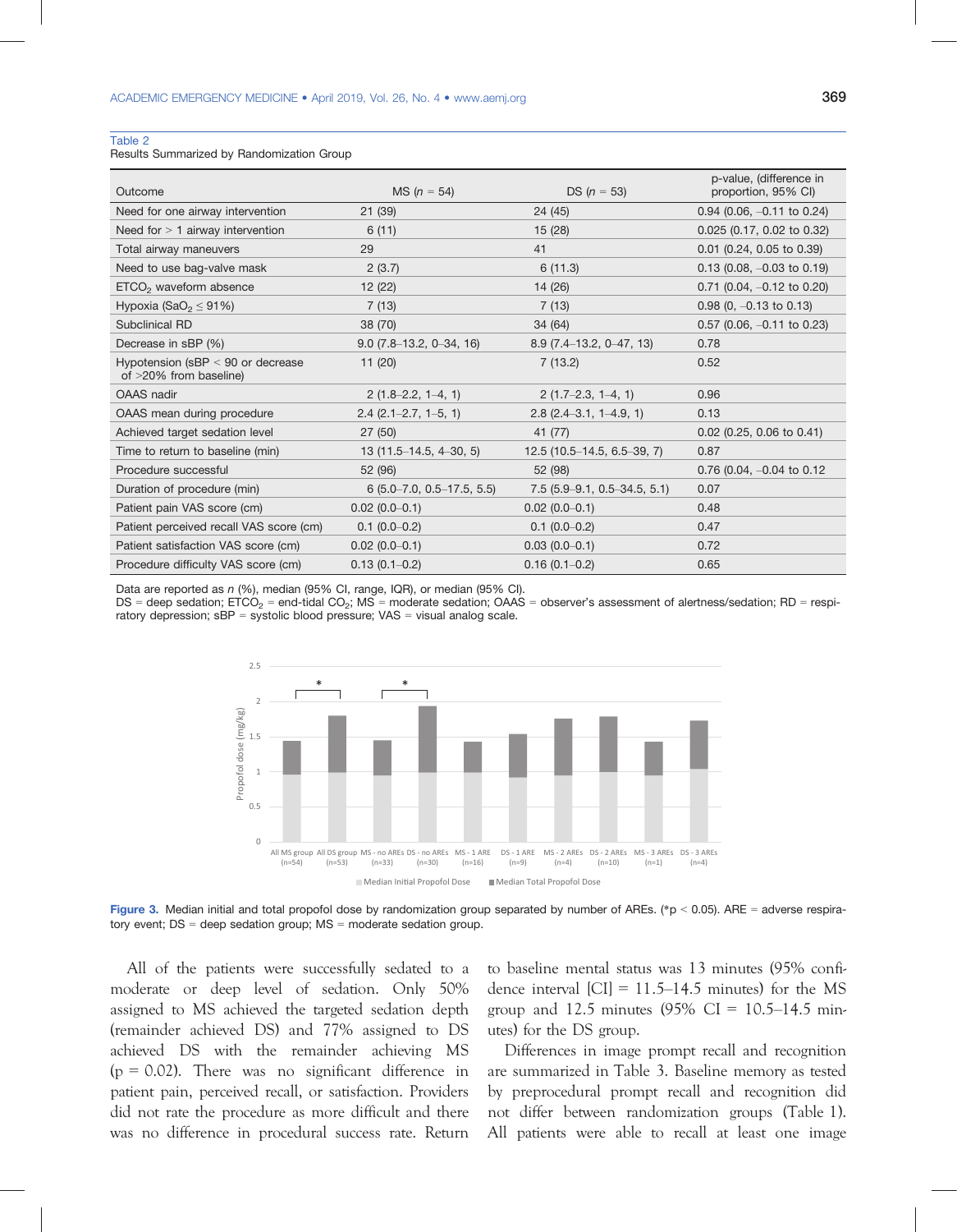Table 2
Results Summarized by Randomization Group

| Outcome | MS (n = 54) | DS (n = 53) | p-value, (difference in proportion, 95% CI) |
|---|---|---|---|
| Need for one airway intervention | 21 (39) | 24 (45) | 0.94 (0.06, –0.11 to 0.24) |
| Need for > 1 airway intervention | 6 (11) | 15 (28) | 0.025 (0.17, 0.02 to 0.32) |
| Total airway maneuvers | 29 | 41 | 0.01 (0.24, 0.05 to 0.39) |
| Need to use bag-valve mask | 2 (3.7) | 6 (11.3) | 0.13 (0.08, –0.03 to 0.19) |
| $ETCO_2$ waveform absence | 12 (22) | 14 (26) | 0.71 (0.04, –0.12 to 0.20) |
| Hypoxia ($SaO_2 \leq 91\%$) | 7 (13) | 7 (13) | 0.98 (0, –0.13 to 0.13) |
| Subclinical RD | 38 (70) | 34 (64) | 0.57 (0.06, –0.11 to 0.23) |
| Decrease in sBP (%) | 9.0 (7.8–13.2, 0–34, 16) | 8.9 (7.4–13.2, 0–47, 13) | 0.78 |
| Hypotension (sBP < 90 or decrease of >20% from baseline) | 11 (20) | 7 (13.2) | 0.52 |
| OAAS nadir | 2 (1.8–2.2, 1–4, 1) | 2 (1.7–2.3, 1–4, 1) | 0.96 |
| OAAS mean during procedure | 2.4 (2.1–2.7, 1–5, 1) | 2.8 (2.4–3.1, 1–4.9, 1) | 0.13 |
| Achieved target sedation level | 27 (50) | 41 (77) | 0.02 (0.25, 0.06 to 0.41) |
| Time to return to baseline (min) | 13 (11.5–14.5, 4–30, 5) | 12.5 (10.5–14.5, 6.5–39, 7) | 0.87 |
| Procedure successful | 52 (96) | 52 (98) | 0.76 (0.04, –0.04 to 0.12 |
| Duration of procedure (min) | 6 (5.0–7.0, 0.5–17.5, 5.5) | 7.5 (5.9–9.1, 0.5–34.5, 5.1) | 0.07 |
| Patient pain VAS score (cm) | 0.02 (0.0–0.1) | 0.02 (0.0–0.1) | 0.48 |
| Patient perceived recall VAS score (cm) | 0.1 (0.0–0.2) | 0.1 (0.0–0.2) | 0.47 |
| Patient satisfaction VAS score (cm) | 0.02 (0.0–0.1) | 0.03 (0.0–0.1) | 0.72 |
| Procedure difficulty VAS score (cm) | 0.13 (0.1–0.2) | 0.16 (0.1–0.2) | 0.65 |

Data are reported as n (%), median (95% CI, range, IQR), or median (95% CI).
DS = deep sedation; $ETCO_2$ = end-tidal $CO_2$; MS = moderate sedation; OAAS = observer's assessment of alertness/sedation; RD = respiratory depression; sBP = systolic blood pressure; VAS = visual analog scale.

**Figure 3.** Median initial and total propofol dose by randomization group separated by number of AREs. (*$p < 0.05$). ARE = adverse respiratory event; DS = deep sedation group; MS = moderate sedation group.

All of the patients were successfully sedated to a moderate or deep level of sedation. Only 50% assigned to MS achieved the targeted sedation depth (remainder achieved DS) and 77% assigned to DS achieved DS with the remainder achieving MS ($p = 0.02$). There was no significant difference in patient pain, perceived recall, or satisfaction. Providers did not rate the procedure as more difficult and there was no difference in procedural success rate. Return to baseline mental status was 13 minutes (95% confidence interval [CI] = 11.5–14.5 minutes) for the MS group and 12.5 minutes (95% CI = 10.5–14.5 minutes) for the DS group.

Differences in image prompt recall and recognition are summarized in Table 3. Baseline memory as tested by preprocedural prompt recall and recognition did not differ between randomization groups (Table 1). All patients were able to recall at least one image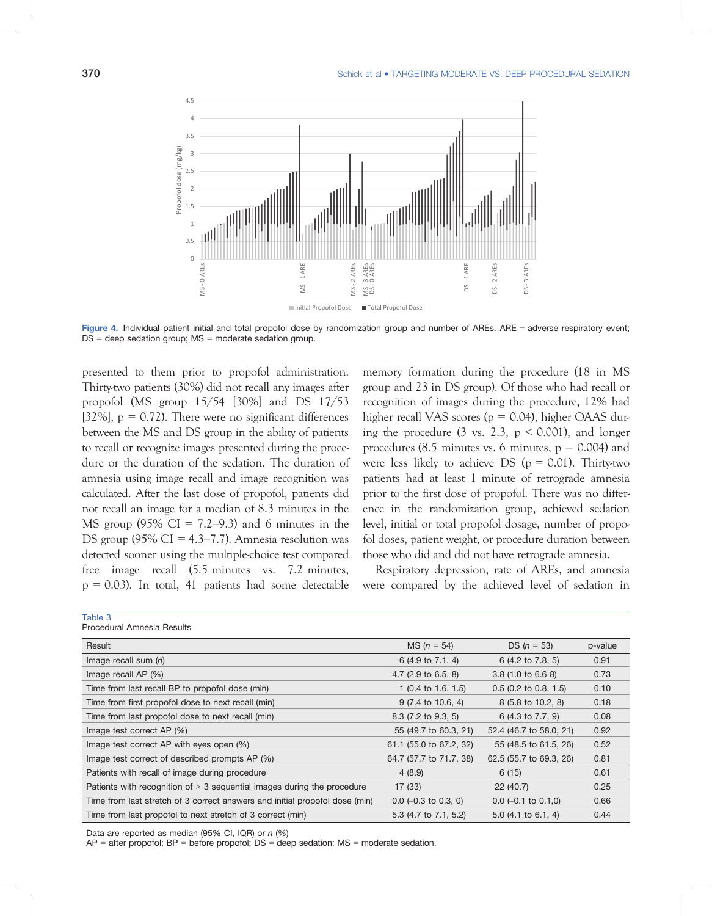Figure 4. Individual patient initial and total propofol dose by randomization group and number of AREs. ARE = adverse respiratory event; DS = deep sedation group; MS = moderate sedation group.

presented to them prior to propofol administration. Thirty-two patients (30%) did not recall any images after propofol (MS group 15/54 [30%] and DS 17/53 [32%], p = 0.72). There were no significant differences between the MS and DS group in the ability of patients to recall or recognize images presented during the procedure or the duration of the sedation. The duration of amnesia using image recall and image recognition was calculated. After the last dose of propofol, patients did not recall an image for a median of 8.3 minutes in the MS group (95% CI = 7.2–9.3) and 6 minutes in the DS group (95% CI = 4.3–7.7). Amnesia resolution was detected sooner using the multiple-choice test compared free image recall (5.5 minutes vs. 7.2 minutes, p = 0.03). In total, 41 patients had some detectable memory formation during the procedure (18 in MS group and 23 in DS group). Of those who had recall or recognition of images during the procedure, 12% had higher recall VAS scores (p = 0.04), higher OAAS during the procedure (3 vs. 2.3, p < 0.001), and longer procedures (8.5 minutes vs. 6 minutes, p = 0.004) and were less likely to achieve DS (p = 0.01). Thirty-two patients had at least 1 minute of retrograde amnesia prior to the first dose of propofol. There was no difference in the randomization group, achieved sedation level, initial or total propofol dosage, number of propofol doses, patient weight, or procedure duration between those who did and did not have retrograde amnesia.

Respiratory depression, rate of AREs, and amnesia were compared by the achieved level of sedation in

Table 3
Procedural Amnesia Results

| Result | MS (*n* = 54) | DS (*n* = 53) | p-value |
|---|---|---|---|
| Image recall sum (*n*) | 6 (4.9 to 7.1, 4) | 6 (4.2 to 7.8, 5) | 0.91 |
| Image recall AP (%) | 4.7 (2.9 to 6.5, 8) | 3.8 (1.0 to 6.6 8) | 0.73 |
| Time from last recall BP to propofol dose (min) | 1 (0.4 to 1.6, 1.5) | 0.5 (0.2 to 0.8, 1.5) | 0.10 |
| Time from first propofol dose to next recall (min) | 9 (7.4 to 10.6, 4) | 8 (5.8 to 10.2, 8) | 0.18 |
| Time from last propofol dose to next recall (min) | 8.3 (7.2 to 9.3, 5) | 6 (4.3 to 7.7, 9) | 0.08 |
| Image test correct AP (%) | 55 (49.7 to 60.3, 21) | 52.4 (46.7 to 58.0, 21) | 0.92 |
| Image test correct AP with eyes open (%) | 61.1 (55.0 to 67.2, 32) | 55 (48.5 to 61.5, 26) | 0.52 |
| Image test correct of described prompts AP (%) | 64.7 (57.7 to 71.7, 38) | 62.5 (55.7 to 69.3, 26) | 0.81 |
| Patients with recall of image during procedure | 4 (8.9) | 6 (15) | 0.61 |
| Patients with recognition of > 3 sequential images during the procedure | 17 (33) | 22 (40.7) | 0.25 |
| Time from last stretch of 3 correct answers and initial propofol dose (min) | 0.0 (–0.3 to 0.3, 0) | 0.0 (–0.1 to 0.1,0) | 0.66 |
| Time from last propofol to next stretch of 3 correct (min) | 5.3 (4.7 to 7.1, 5.2) | 5.0 (4.1 to 6.1, 4) | 0.44 |

Data are reported as median (95% CI, IQR) or *n* (%)
AP = after propofol; BP = before propofol; DS = deep sedation; MS = moderate sedation.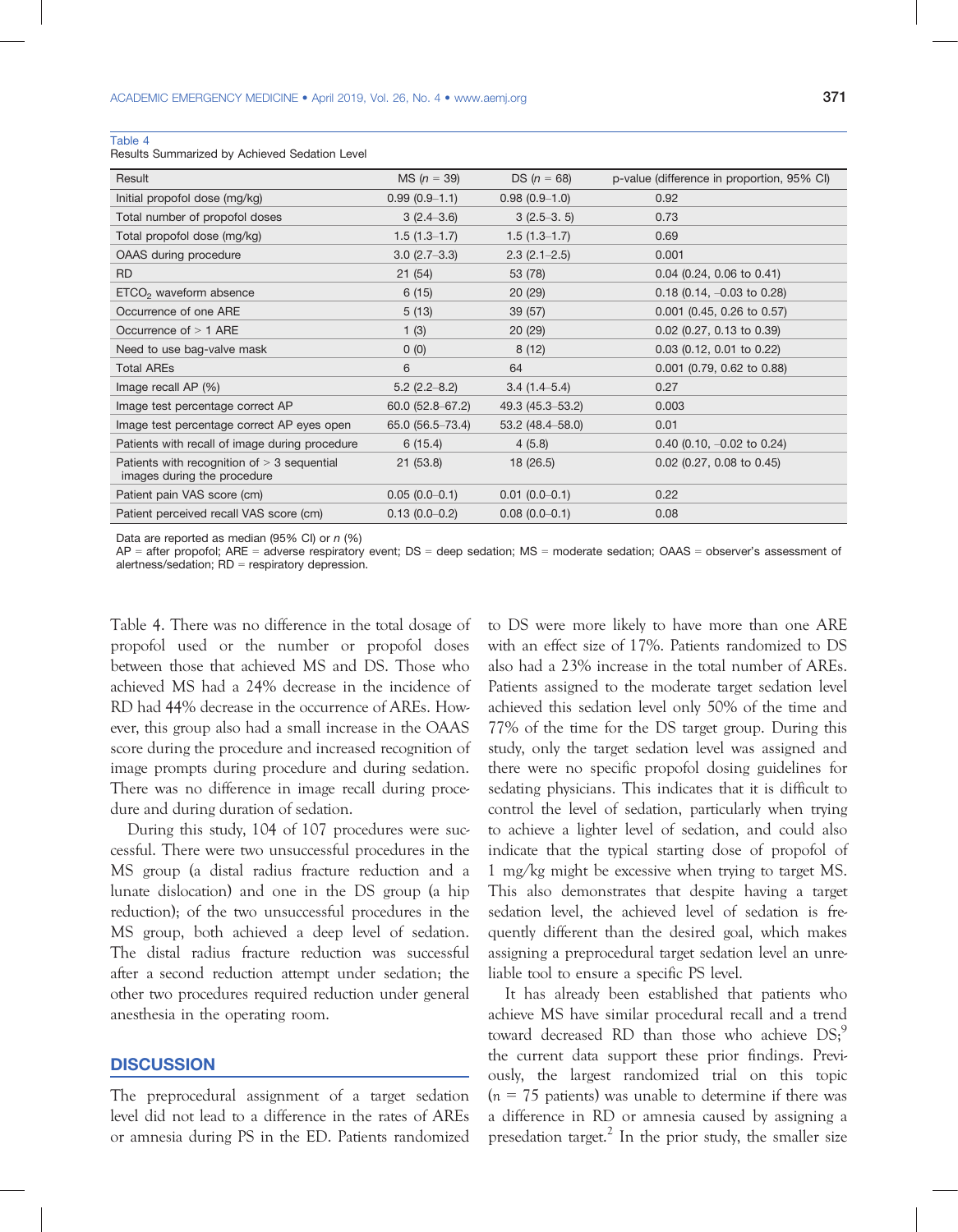Table 4
Results Summarized by Achieved Sedation Level

| Result | MS ($n$ = 39) | DS ($n$ = 68) | p-value (difference in proportion, 95% CI) |
|---|---|---|---|
| Initial propofol dose (mg/kg) | 0.99 (0.9–1.1) | 0.98 (0.9–1.0) | 0.92 |
| Total number of propofol doses | 3 (2.4–3.6) | 3 (2.5–3. 5) | 0.73 |
| Total propofol dose (mg/kg) | 1.5 (1.3–1.7) | 1.5 (1.3–1.7) | 0.69 |
| OAAS during procedure | 3.0 (2.7–3.3) | 2.3 (2.1–2.5) | 0.001 |
| RD | 21 (54) | 53 (78) | 0.04 (0.24, 0.06 to 0.41) |
| $ETCO_2$ waveform absence | 6 (15) | 20 (29) | 0.18 (0.14, –0.03 to 0.28) |
| Occurrence of one ARE | 5 (13) | 39 (57) | 0.001 (0.45, 0.26 to 0.57) |
| Occurrence of > 1 ARE | 1 (3) | 20 (29) | 0.02 (0.27, 0.13 to 0.39) |
| Need to use bag-valve mask | 0 (0) | 8 (12) | 0.03 (0.12, 0.01 to 0.22) |
| Total AREs | 6 | 64 | 0.001 (0.79, 0.62 to 0.88) |
| Image recall AP (%) | 5.2 (2.2–8.2) | 3.4 (1.4–5.4) | 0.27 |
| Image test percentage correct AP | 60.0 (52.8–67.2) | 49.3 (45.3–53.2) | 0.003 |
| Image test percentage correct AP eyes open | 65.0 (56.5–73.4) | 53.2 (48.4–58.0) | 0.01 |
| Patients with recall of image during procedure | 6 (15.4) | 4 (5.8) | 0.40 (0.10, –0.02 to 0.24) |
| Patients with recognition of > 3 sequential images during the procedure | 21 (53.8) | 18 (26.5) | 0.02 (0.27, 0.08 to 0.45) |
| Patient pain VAS score (cm) | 0.05 (0.0–0.1) | 0.01 (0.0–0.1) | 0.22 |
| Patient perceived recall VAS score (cm) | 0.13 (0.0–0.2) | 0.08 (0.0–0.1) | 0.08 |

Data are reported as median (95% CI) or $n$ (%)
AP = after propofol; ARE = adverse respiratory event; DS = deep sedation; MS = moderate sedation; OAAS = observer's assessment of alertness/sedation; RD = respiratory depression.

Table 4. There was no difference in the total dosage of propofol used or the number or propofol doses between those that achieved MS and DS. Those who achieved MS had a 24% decrease in the incidence of RD had 44% decrease in the occurrence of AREs. However, this group also had a small increase in the OAAS score during the procedure and increased recognition of image prompts during procedure and during sedation. There was no difference in image recall during procedure and during duration of sedation.

During this study, 104 of 107 procedures were successful. There were two unsuccessful procedures in the MS group (a distal radius fracture reduction and a lunate dislocation) and one in the DS group (a hip reduction); of the two unsuccessful procedures in the MS group, both achieved a deep level of sedation. The distal radius fracture reduction was successful after a second reduction attempt under sedation; the other two procedures required reduction under general anesthesia in the operating room.

## DISCUSSION

The preprocedural assignment of a target sedation level did not lead to a difference in the rates of AREs or amnesia during PS in the ED. Patients randomized to DS were more likely to have more than one ARE with an effect size of 17%. Patients randomized to DS also had a 23% increase in the total number of AREs. Patients assigned to the moderate target sedation level achieved this sedation level only 50% of the time and 77% of the time for the DS target group. During this study, only the target sedation level was assigned and there were no specific propofol dosing guidelines for sedating physicians. This indicates that it is difficult to control the level of sedation, particularly when trying to achieve a lighter level of sedation, and could also indicate that the typical starting dose of propofol of 1 mg/kg might be excessive when trying to target MS. This also demonstrates that despite having a target sedation level, the achieved level of sedation is frequently different than the desired goal, which makes assigning a preprocedural target sedation level an unreliable tool to ensure a specific PS level.

It has already been established that patients who achieve MS have similar procedural recall and a trend toward decreased RD than those who achieve DS;[9] the current data support these prior findings. Previously, the largest randomized trial on this topic ($n$ = 75 patients) was unable to determine if there was a difference in RD or amnesia caused by assigning a presedation target.[2] In the prior study, the smaller size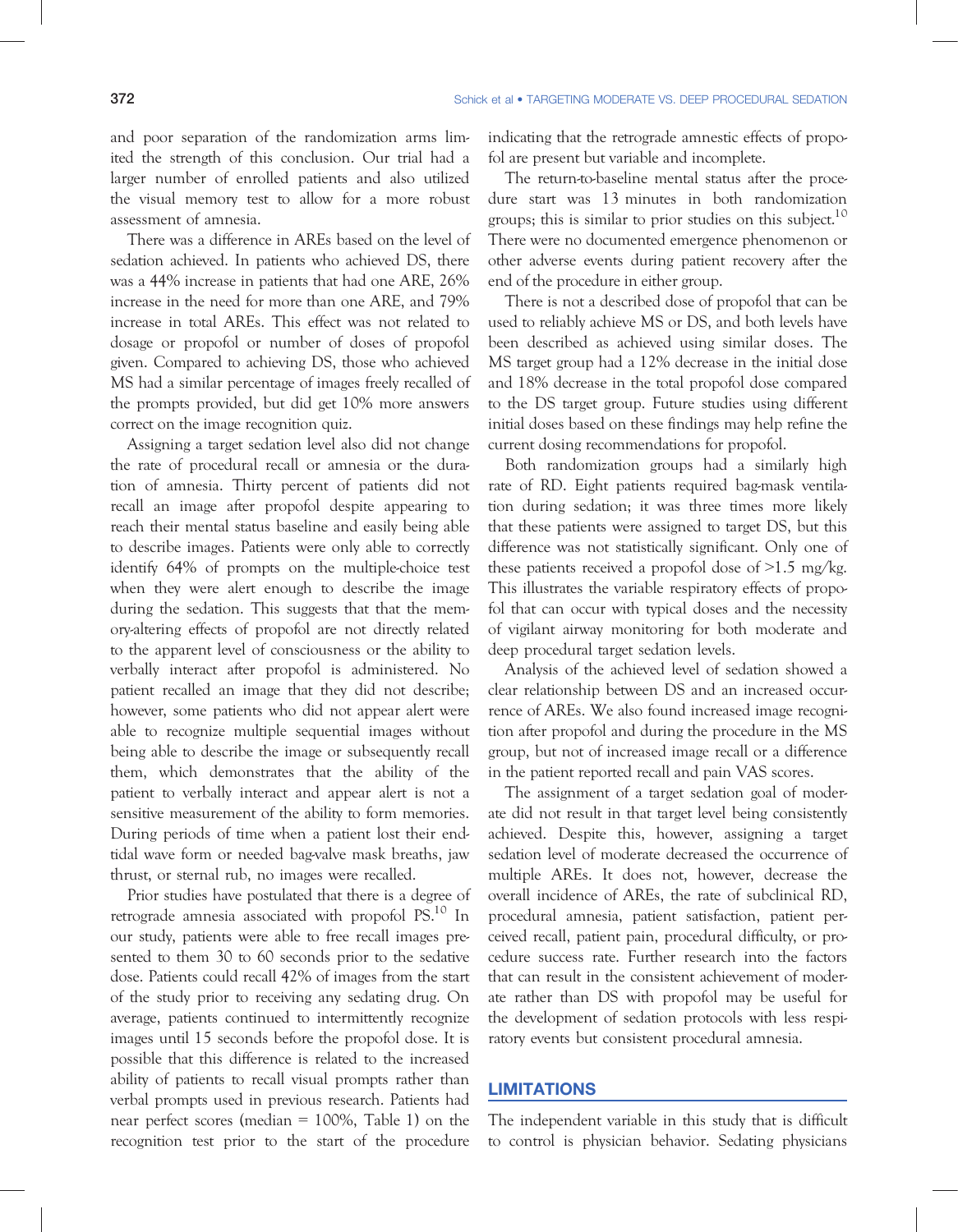and poor separation of the randomization arms limited the strength of this conclusion. Our trial had a larger number of enrolled patients and also utilized the visual memory test to allow for a more robust assessment of amnesia.

There was a difference in AREs based on the level of sedation achieved. In patients who achieved DS, there was a 44% increase in patients that had one ARE, 26% increase in the need for more than one ARE, and 79% increase in total AREs. This effect was not related to dosage or propofol or number of doses of propofol given. Compared to achieving DS, those who achieved MS had a similar percentage of images freely recalled of the prompts provided, but did get 10% more answers correct on the image recognition quiz.

Assigning a target sedation level also did not change the rate of procedural recall or amnesia or the duration of amnesia. Thirty percent of patients did not recall an image after propofol despite appearing to reach their mental status baseline and easily being able to describe images. Patients were only able to correctly identify 64% of prompts on the multiple-choice test when they were alert enough to describe the image during the sedation. This suggests that that the memory-altering effects of propofol are not directly related to the apparent level of consciousness or the ability to verbally interact after propofol is administered. No patient recalled an image that they did not describe; however, some patients who did not appear alert were able to recognize multiple sequential images without being able to describe the image or subsequently recall them, which demonstrates that the ability of the patient to verbally interact and appear alert is not a sensitive measurement of the ability to form memories. During periods of time when a patient lost their end-tidal wave form or needed bag-valve mask breaths, jaw thrust, or sternal rub, no images were recalled.

Prior studies have postulated that there is a degree of retrograde amnesia associated with propofol PS.[10] In our study, patients were able to free recall images presented to them 30 to 60 seconds prior to the sedative dose. Patients could recall 42% of images from the start of the study prior to receiving any sedating drug. On average, patients continued to intermittently recognize images until 15 seconds before the propofol dose. It is possible that this difference is related to the increased ability of patients to recall visual prompts rather than verbal prompts used in previous research. Patients had near perfect scores (median = 100%, Table 1) on the recognition test prior to the start of the procedure indicating that the retrograde amnestic effects of propofol are present but variable and incomplete.

The return-to-baseline mental status after the procedure start was 13 minutes in both randomization groups; this is similar to prior studies on this subject.[10] There were no documented emergence phenomenon or other adverse events during patient recovery after the end of the procedure in either group.

There is not a described dose of propofol that can be used to reliably achieve MS or DS, and both levels have been described as achieved using similar doses. The MS target group had a 12% decrease in the initial dose and 18% decrease in the total propofol dose compared to the DS target group. Future studies using different initial doses based on these findings may help refine the current dosing recommendations for propofol.

Both randomization groups had a similarly high rate of RD. Eight patients required bag-mask ventilation during sedation; it was three times more likely that these patients were assigned to target DS, but this difference was not statistically significant. Only one of these patients received a propofol dose of >1.5 mg/kg. This illustrates the variable respiratory effects of propofol that can occur with typical doses and the necessity of vigilant airway monitoring for both moderate and deep procedural target sedation levels.

Analysis of the achieved level of sedation showed a clear relationship between DS and an increased occurrence of AREs. We also found increased image recognition after propofol and during the procedure in the MS group, but not of increased image recall or a difference in the patient reported recall and pain VAS scores.

The assignment of a target sedation goal of moderate did not result in that target level being consistently achieved. Despite this, however, assigning a target sedation level of moderate decreased the occurrence of multiple AREs. It does not, however, decrease the overall incidence of AREs, the rate of subclinical RD, procedural amnesia, patient satisfaction, patient perceived recall, patient pain, procedural difficulty, or procedure success rate. Further research into the factors that can result in the consistent achievement of moderate rather than DS with propofol may be useful for the development of sedation protocols with less respiratory events but consistent procedural amnesia.

## LIMITATIONS

The independent variable in this study that is difficult to control is physician behavior. Sedating physicians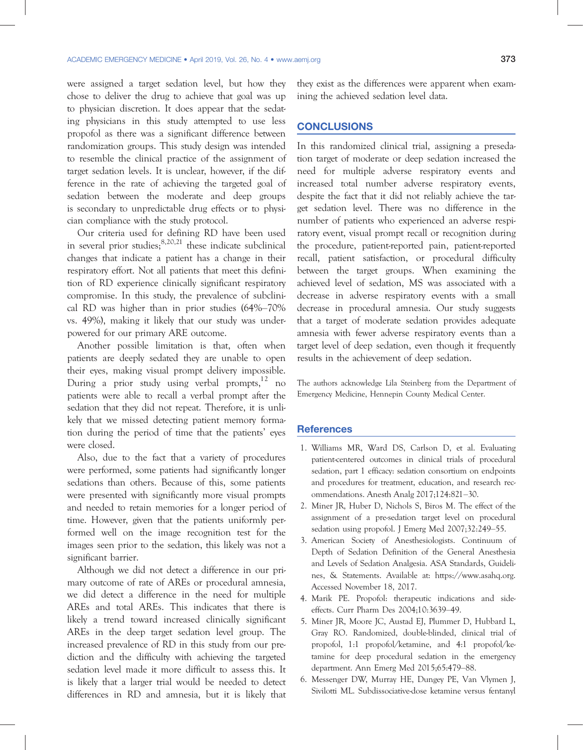were assigned a target sedation level, but how they chose to deliver the drug to achieve that goal was up to physician discretion. It does appear that the sedating physicians in this study attempted to use less propofol as there was a significant difference between randomization groups. This study design was intended to resemble the clinical practice of the assignment of target sedation levels. It is unclear, however, if the difference in the rate of achieving the targeted goal of sedation between the moderate and deep groups is secondary to unpredictable drug effects or to physician compliance with the study protocol.

Our criteria used for defining RD have been used in several prior studies;[8,20,21] these indicate subclinical changes that indicate a patient has a change in their respiratory effort. Not all patients that meet this definition of RD experience clinically significant respiratory compromise. In this study, the prevalence of subclinical RD was higher than in prior studies (64%–70% vs. 49%), making it likely that our study was underpowered for our primary ARE outcome.

Another possible limitation is that, often when patients are deeply sedated they are unable to open their eyes, making visual prompt delivery impossible. During a prior study using verbal prompts,[12] no patients were able to recall a verbal prompt after the sedation that they did not repeat. Therefore, it is unlikely that we missed detecting patient memory formation during the period of time that the patients' eyes were closed.

Also, due to the fact that a variety of procedures were performed, some patients had significantly longer sedations than others. Because of this, some patients were presented with significantly more visual prompts and needed to retain memories for a longer period of time. However, given that the patients uniformly performed well on the image recognition test for the images seen prior to the sedation, this likely was not a significant barrier.

Although we did not detect a difference in our primary outcome of rate of AREs or procedural amnesia, we did detect a difference in the need for multiple AREs and total AREs. This indicates that there is likely a trend toward increased clinically significant AREs in the deep target sedation level group. The increased prevalence of RD in this study from our prediction and the difficulty with achieving the targeted sedation level made it more difficult to assess this. It is likely that a larger trial would be needed to detect differences in RD and amnesia, but it is likely that they exist as the differences were apparent when examining the achieved sedation level data.

## CONCLUSIONS

In this randomized clinical trial, assigning a presedation target of moderate or deep sedation increased the need for multiple adverse respiratory events and increased total number adverse respiratory events, despite the fact that it did not reliably achieve the target sedation level. There was no difference in the number of patients who experienced an adverse respiratory event, visual prompt recall or recognition during the procedure, patient-reported pain, patient-reported recall, patient satisfaction, or procedural difficulty between the target groups. When examining the achieved level of sedation, MS was associated with a decrease in adverse respiratory events with a small decrease in procedural amnesia. Our study suggests that a target of moderate sedation provides adequate amnesia with fewer adverse respiratory events than a target level of deep sedation, even though it frequently results in the achievement of deep sedation.

The authors acknowledge Lila Steinberg from the Department of Emergency Medicine, Hennepin County Medical Center.

## References

1. Williams MR, Ward DS, Carlson D, et al. Evaluating patient-centered outcomes in clinical trials of procedural sedation, part 1 efficacy: sedation consortium on endpoints and procedures for treatment, education, and research recommendations. Anesth Analg 2017;124:821–30.
2. Miner JR, Huber D, Nichols S, Biros M. The effect of the assignment of a pre-sedation target level on procedural sedation using propofol. J Emerg Med 2007;32:249–55.
3. American Society of Anesthesiologists. Continuum of Depth of Sedation Definition of the General Anesthesia and Levels of Sedation Analgesia. ASA Standards, Guidelines, & Statements. Available at: https://www.asahq.org. Accessed November 18, 2017.
4. Marik PE. Propofol: therapeutic indications and side-effects. Curr Pharm Des 2004;10:3639–49.
5. Miner JR, Moore JC, Austad EJ, Plummer D, Hubbard L, Gray RO. Randomized, double-blinded, clinical trial of propofol, 1:1 propofol/ketamine, and 4:1 propofol/ketamine for deep procedural sedation in the emergency department. Ann Emerg Med 2015;65:479–88.
6. Messenger DW, Murray HE, Dungey PE, Van Vlymen J, Sivilotti ML. Subdissociative-dose ketamine versus fentanyl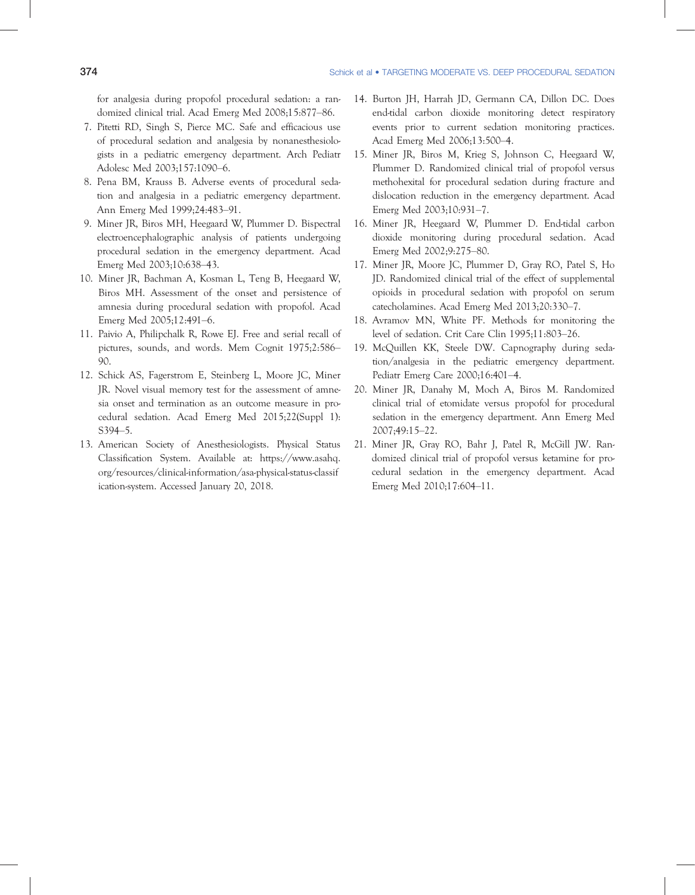for analgesia during propofol procedural sedation: a randomized clinical trial. Acad Emerg Med 2008;15:877–86.

7. Pitetti RD, Singh S, Pierce MC. Safe and efficacious use of procedural sedation and analgesia by nonanesthesiologists in a pediatric emergency department. Arch Pediatr Adolesc Med 2003;157:1090–6.
8. Pena BM, Krauss B. Adverse events of procedural sedation and analgesia in a pediatric emergency department. Ann Emerg Med 1999;24:483–91.
9. Miner JR, Biros MH, Heegaard W, Plummer D. Bispectral electroencephalographic analysis of patients undergoing procedural sedation in the emergency department. Acad Emerg Med 2003;10:638–43.
10. Miner JR, Bachman A, Kosman L, Teng B, Heegaard W, Biros MH. Assessment of the onset and persistence of amnesia during procedural sedation with propofol. Acad Emerg Med 2005;12:491–6.
11. Paivio A, Philipchalk R, Rowe EJ. Free and serial recall of pictures, sounds, and words. Mem Cognit 1975;2:586–90.
12. Schick AS, Fagerstrom E, Steinberg L, Moore JC, Miner JR. Novel visual memory test for the assessment of amnesia onset and termination as an outcome measure in procedural sedation. Acad Emerg Med 2015;22(Suppl 1):S394–5.
13. American Society of Anesthesiologists. Physical Status Classification System. Available at: https://www.asahq.org/resources/clinical-information/asa-physical-status-classification-system. Accessed January 20, 2018.
14. Burton JH, Harrah JD, Germann CA, Dillon DC. Does end-tidal carbon dioxide monitoring detect respiratory events prior to current sedation monitoring practices. Acad Emerg Med 2006;13:500–4.
15. Miner JR, Biros M, Krieg S, Johnson C, Heegaard W, Plummer D. Randomized clinical trial of propofol versus methohexital for procedural sedation during fracture and dislocation reduction in the emergency department. Acad Emerg Med 2003;10:931–7.
16. Miner JR, Heegaard W, Plummer D. End-tidal carbon dioxide monitoring during procedural sedation. Acad Emerg Med 2002;9:275–80.
17. Miner JR, Moore JC, Plummer D, Gray RO, Patel S, Ho JD. Randomized clinical trial of the effect of supplemental opioids in procedural sedation with propofol on serum catecholamines. Acad Emerg Med 2013;20:330–7.
18. Avramov MN, White PF. Methods for monitoring the level of sedation. Crit Care Clin 1995;11:803–26.
19. McQuillen KK, Steele DW. Capnography during sedation/analgesia in the pediatric emergency department. Pediatr Emerg Care 2000;16:401–4.
20. Miner JR, Danahy M, Moch A, Biros M. Randomized clinical trial of etomidate versus propofol for procedural sedation in the emergency department. Ann Emerg Med 2007;49:15–22.
21. Miner JR, Gray RO, Bahr J, Patel R, McGill JW. Randomized clinical trial of propofol versus ketamine for procedural sedation in the emergency department. Acad Emerg Med 2010;17:604–11.